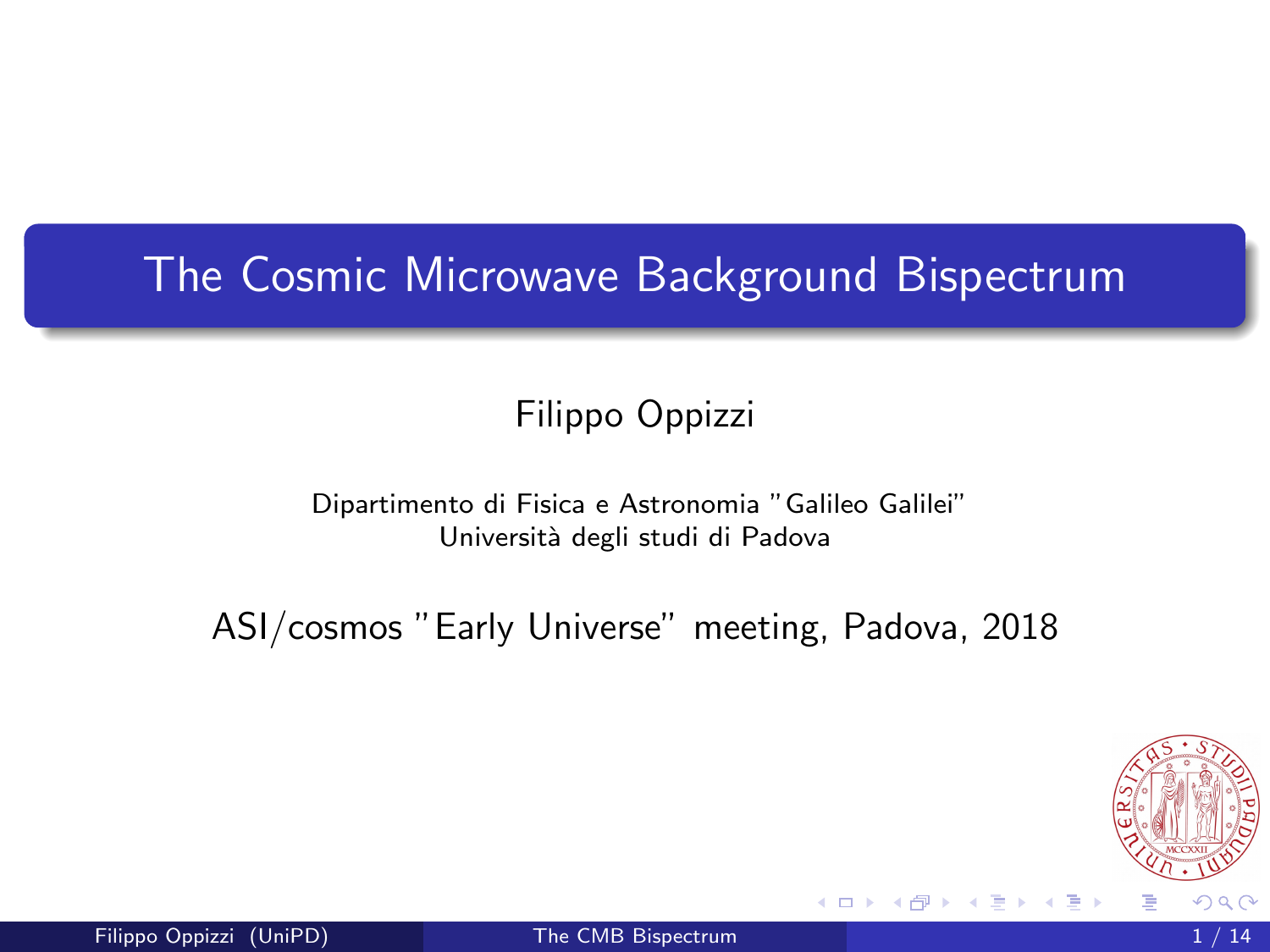# The Cosmic Microwave Background Bispectrum

Filippo Oppizzi

Dipartimento di Fisica e Astronomia "Galileo Galilei"
Università degli studi di Padova

ASI/cosmos "Early Universe" meeting, Padova, 2018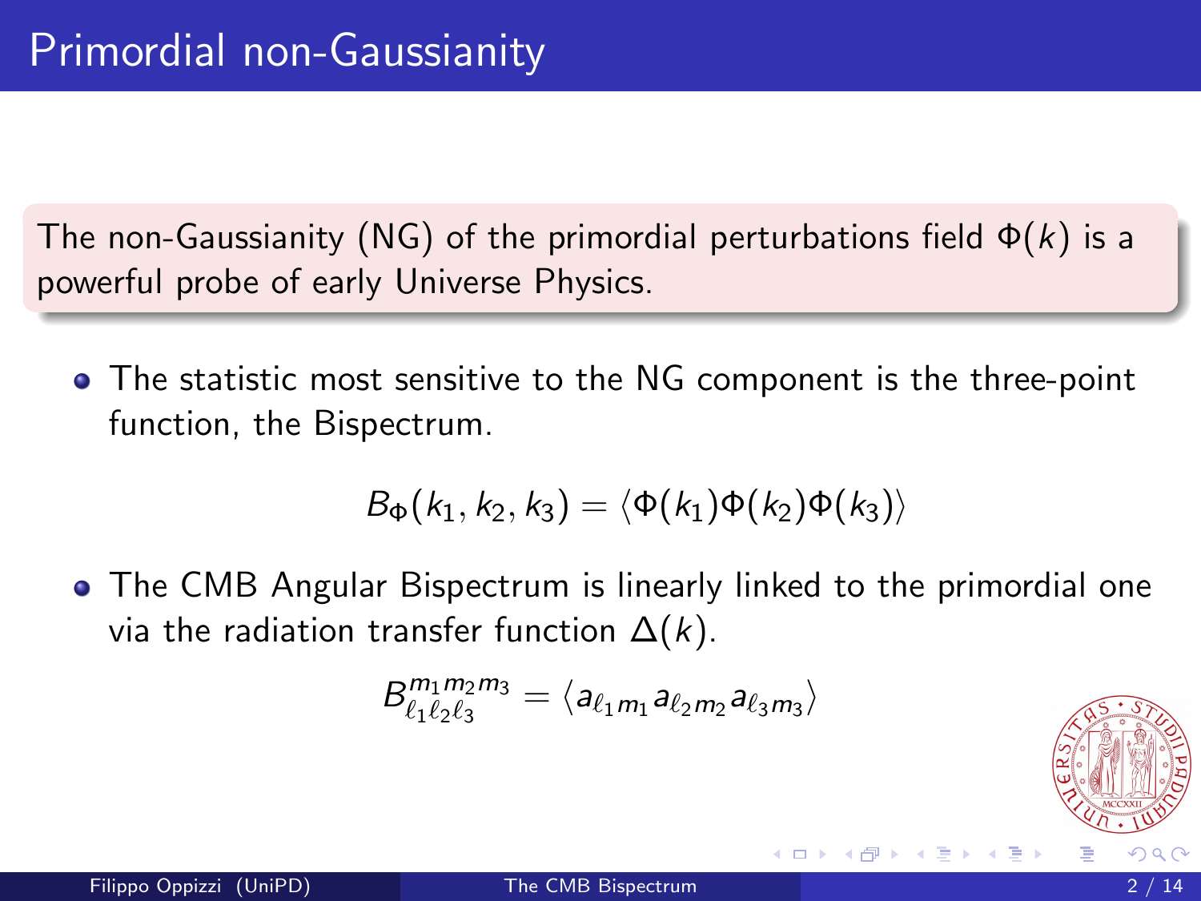# Primordial non-Gaussianity

The non-Gaussianity (NG) of the primordial perturbations field $\Phi(k)$ is a powerful probe of early Universe Physics.

- The statistic most sensitive to the NG component is the three-point function, the Bispectrum.

$$B_{\Phi}(k_1, k_2, k_3) = \langle \Phi(k_1)\Phi(k_2)\Phi(k_3) \rangle$$

- The CMB Angular Bispectrum is linearly linked to the primordial one via the radiation transfer function $\Delta(k)$.

$$B^{m_1 m_2 m_3}_{\ell_1 \ell_2 \ell_3} = \langle a_{\ell_1 m_1} a_{\ell_2 m_2} a_{\ell_3 m_3} \rangle$$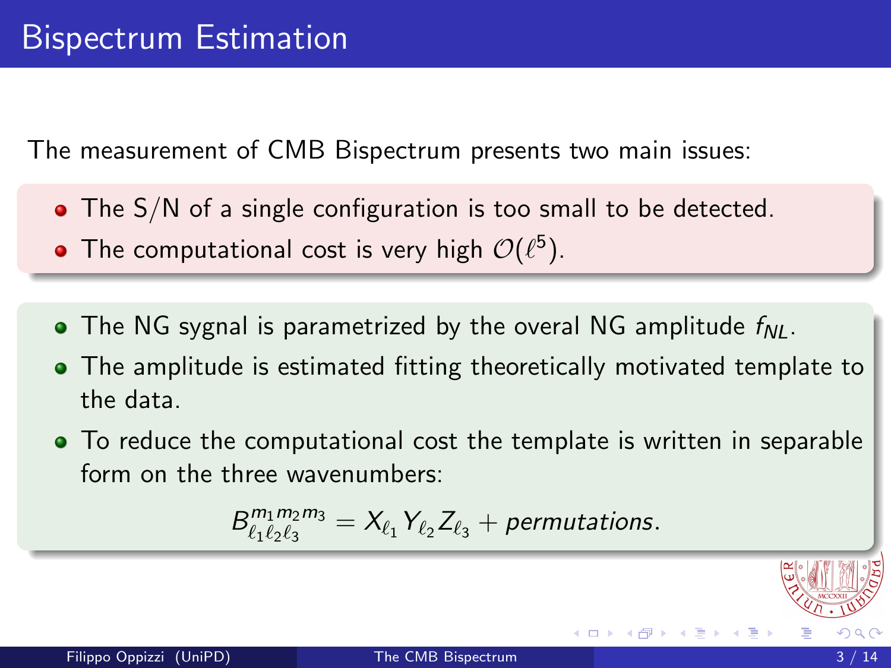# Bispectrum Estimation

The measurement of CMB Bispectrum presents two main issues:

- The S/N of a single configuration is too small to be detected.
- The computational cost is very high $\mathcal{O}(\ell^5)$.

- The NG sygnal is parametrized by the overal NG amplitude $f_{NL}$.
- The amplitude is estimated fitting theoretically motivated template to the data.
- To reduce the computational cost the template is written in separable form on the three wavenumbers:

$$B^{m_1 m_2 m_3}_{\ell_1 \ell_2 \ell_3} = X_{\ell_1} Y_{\ell_2} Z_{\ell_3} + permutations.$$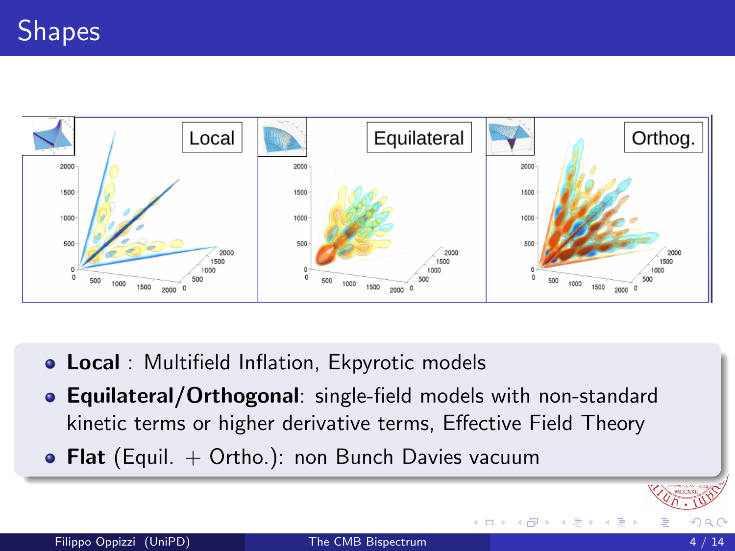# Shapes

- **Local** : Multifield Inflation, Ekpyrotic models
- **Equilateral/Orthogonal**: single-field models with non-standard kinetic terms or higher derivative terms, Effective Field Theory
- **Flat** (Equil. + Ortho.): non Bunch Davies vacuum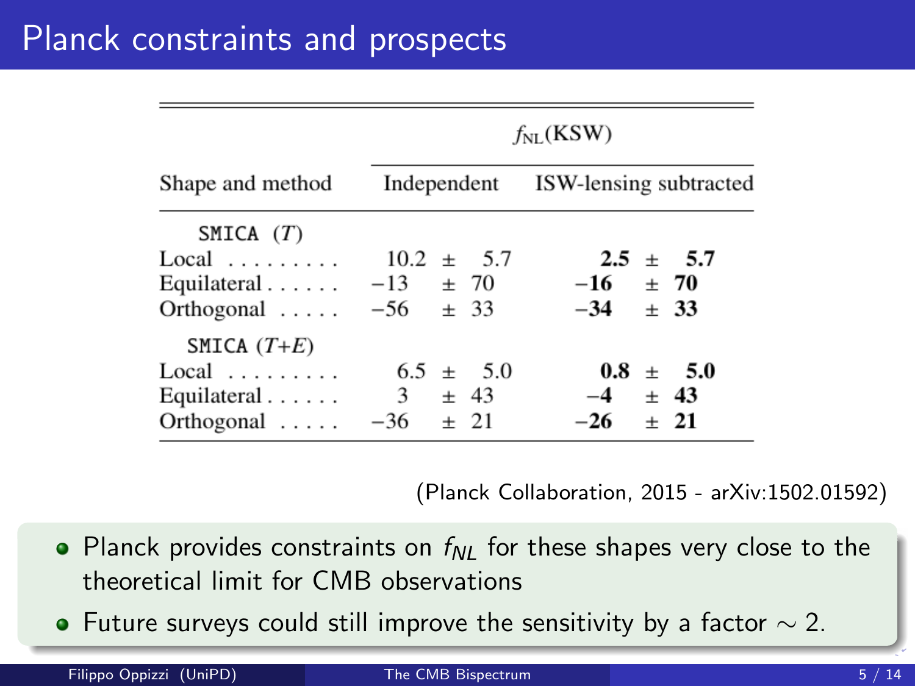# Planck constraints and prospects

| Shape and method | $f_{NL}$(KSW) Independent | $f_{NL}$(KSW) ISW-lensing subtracted |
|---|---|---|
| SMICA ($T$) | | |
| Local | $10.2 \pm 5.7$ | **$2.5 \pm 5.7$** |
| Equilateral | $-13 \pm 70$ | **$-16 \pm 70$** |
| Orthogonal | $-56 \pm 33$ | **$-34 \pm 33$** |
| SMICA ($T+E$) | | |
| Local | $6.5 \pm 5.0$ | **$0.8 \pm 5.0$** |
| Equilateral | $3 \pm 43$ | **$-4 \pm 43$** |
| Orthogonal | $-36 \pm 21$ | **$-26 \pm 21$** |

(Planck Collaboration, 2015 - arXiv:1502.01592)

- Planck provides constraints on $f_{NL}$ for these shapes very close to the theoretical limit for CMB observations
- Future surveys could still improve the sensitivity by a factor $\sim 2$.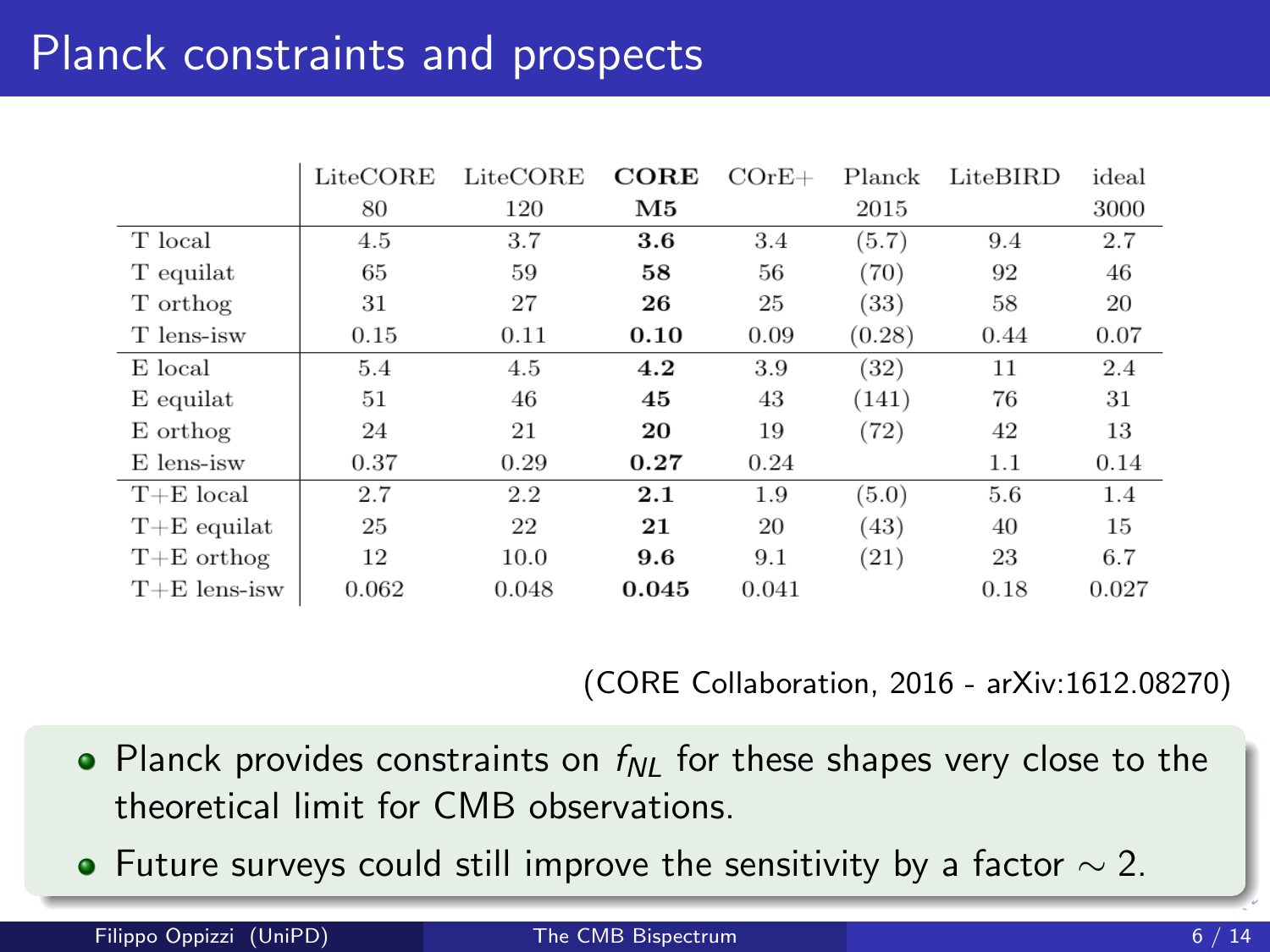# Planck constraints and prospects

| | LiteCORE 80 | LiteCORE 120 | **CORE M5** | COrE+ | Planck 2015 | LiteBIRD | ideal 3000 |
|---|---|---|---|---|---|---|---|
| T local | 4.5 | 3.7 | **3.6** | 3.4 | (5.7) | 9.4 | 2.7 |
| T equilat | 65 | 59 | **58** | 56 | (70) | 92 | 46 |
| T orthog | 31 | 27 | **26** | 25 | (33) | 58 | 20 |
| T lens-isw | 0.15 | 0.11 | **0.10** | 0.09 | (0.28) | 0.44 | 0.07 |
| E local | 5.4 | 4.5 | **4.2** | 3.9 | (32) | 11 | 2.4 |
| E equilat | 51 | 46 | **45** | 43 | (141) | 76 | 31 |
| E orthog | 24 | 21 | **20** | 19 | (72) | 42 | 13 |
| E lens-isw | 0.37 | 0.29 | **0.27** | 0.24 | | 1.1 | 0.14 |
| T+E local | 2.7 | 2.2 | **2.1** | 1.9 | (5.0) | 5.6 | 1.4 |
| T+E equilat | 25 | 22 | **21** | 20 | (43) | 40 | 15 |
| T+E orthog | 12 | 10.0 | **9.6** | 9.1 | (21) | 23 | 6.7 |
| T+E lens-isw | 0.062 | 0.048 | **0.045** | 0.041 | | 0.18 | 0.027 |

(CORE Collaboration, 2016 - arXiv:1612.08270)

- Planck provides constraints on $f_{NL}$ for these shapes very close to the theoretical limit for CMB observations.
- Future surveys could still improve the sensitivity by a factor $\sim 2$.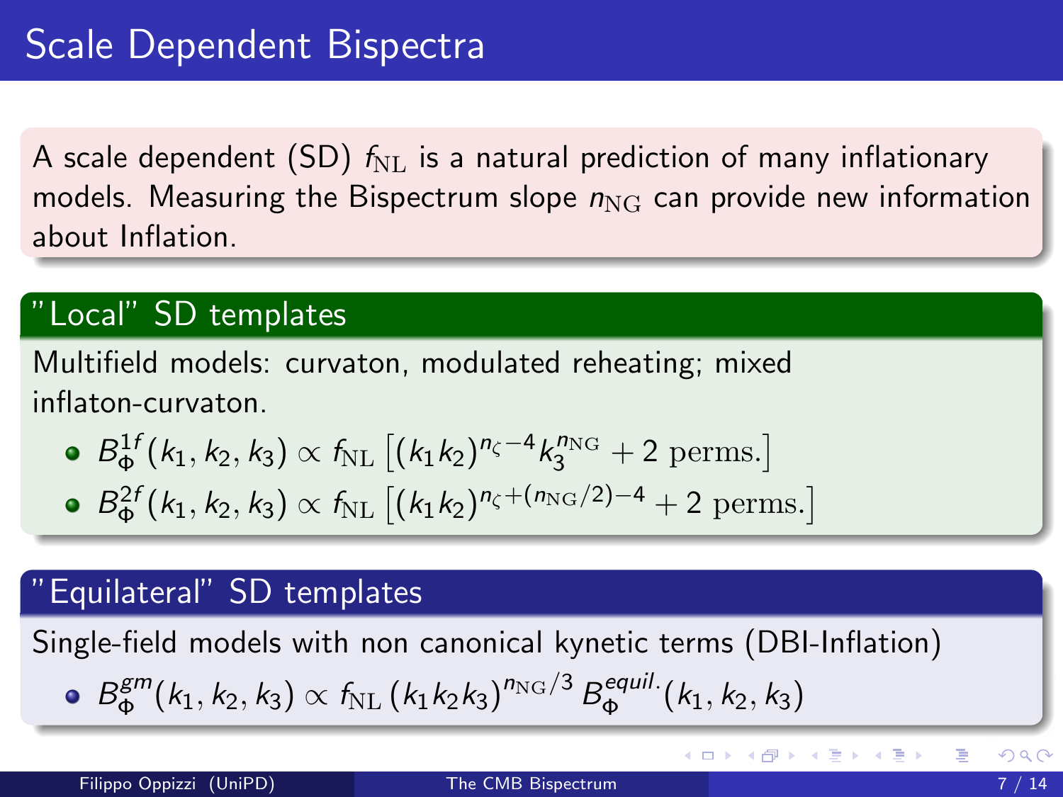# Scale Dependent Bispectra

A scale dependent (SD) $f_{\rm NL}$ is a natural prediction of many inflationary models. Measuring the Bispectrum slope $n_{\rm NG}$ can provide new information about Inflation.

## "Local" SD templates

Multifield models: curvaton, modulated reheating; mixed inflaton-curvaton.

- $B_\Phi^{1f}(k_1, k_2, k_3) \propto f_{\rm NL} \left[ (k_1 k_2)^{n_\zeta - 4} k_3^{n_{\rm NG}} + 2 \text{ perms.} \right]$
- $B_\Phi^{2f}(k_1, k_2, k_3) \propto f_{\rm NL} \left[ (k_1 k_2)^{n_\zeta + (n_{\rm NG}/2) - 4} + 2 \text{ perms.} \right]$

## "Equilateral" SD templates

Single-field models with non canonical kynetic terms (DBI-Inflation)

- $B_\Phi^{gm}(k_1, k_2, k_3) \propto f_{\rm NL} \left( k_1 k_2 k_3 \right)^{n_{\rm NG}/3} B_\Phi^{equil.}(k_1, k_2, k_3)$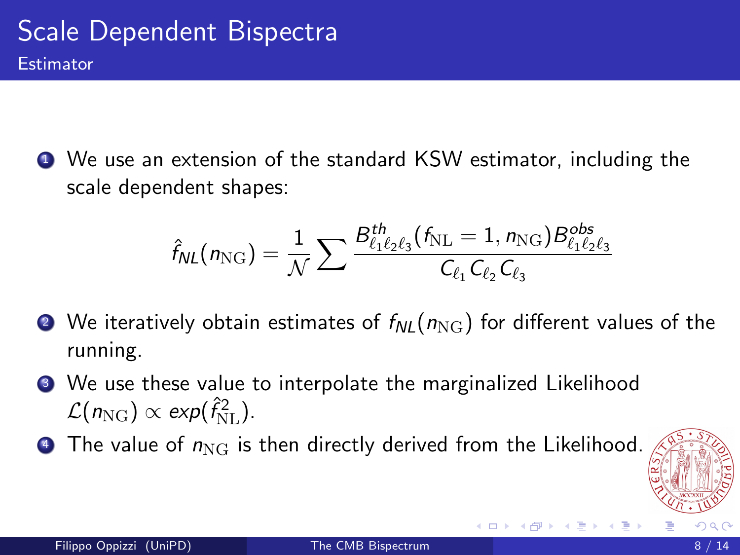# Scale Dependent Bispectra

## Estimator

1. We use an extension of the standard KSW estimator, including the scale dependent shapes:

$$\hat{f}_{NL}(n_{\rm NG}) = \frac{1}{\mathcal{N}} \sum \frac{B^{th}_{\ell_1\ell_2\ell_3}(f_{\rm NL} = 1, n_{\rm NG}) B^{obs}_{\ell_1\ell_2\ell_3}}{C_{\ell_1} C_{\ell_2} C_{\ell_3}}$$

2. We iteratively obtain estimates of $f_{NL}(n_{\rm NG})$ for different values of the running.
3. We use these value to interpolate the marginalized Likelihood $\mathcal{L}(n_{\rm NG}) \propto exp(\hat{f}^2_{\rm NL})$.
4. The value of $n_{\rm NG}$ is then directly derived from the Likelihood.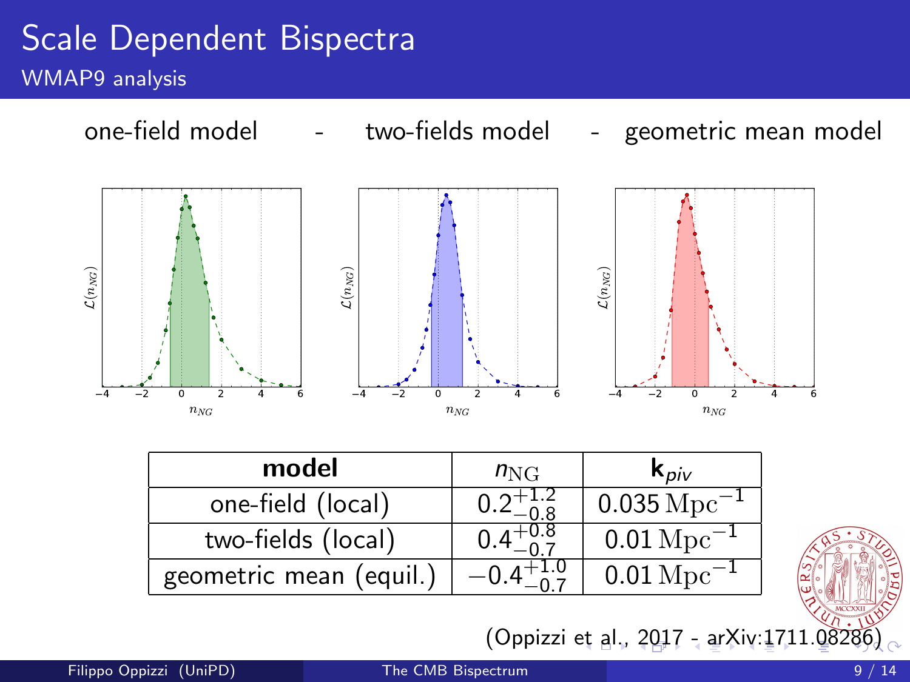# Scale Dependent Bispectra

## WMAP9 analysis

one-field model - two-fields model - geometric mean model

| model | $n_{\rm NG}$ | $\mathbf{k}_{piv}$ |
|---|---|---|
| one-field (local) | $0.2^{+1.2}_{-0.8}$ | $0.035\,\mathrm{Mpc}^{-1}$ |
| two-fields (local) | $0.4^{+0.8}_{-0.7}$ | $0.01\,\mathrm{Mpc}^{-1}$ |
| geometric mean (equil.) | $-0.4^{+1.0}_{-0.7}$ | $0.01\,\mathrm{Mpc}^{-1}$ |

(Oppizzi et al., 2017 - arXiv:1711.08286)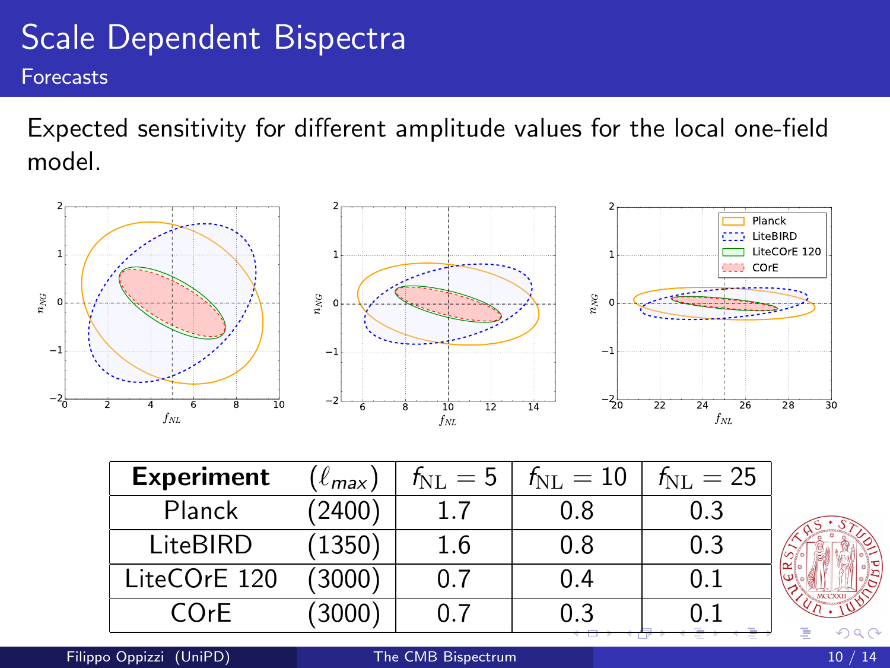# Scale Dependent Bispectra

## Forecasts

Expected sensitivity for different amplitude values for the local one-field model.

| Experiment | $(\ell_{max})$ | $f_{\rm NL} = 5$ | $f_{\rm NL} = 10$ | $f_{\rm NL} = 25$ |
|---|---|---|---|---|
| Planck | (2400) | 1.7 | 0.8 | 0.3 |
| LiteBIRD | (1350) | 1.6 | 0.8 | 0.3 |
| LiteCOrE 120 | (3000) | 0.7 | 0.4 | 0.1 |
| COrE | (3000) | 0.7 | 0.3 | 0.1 |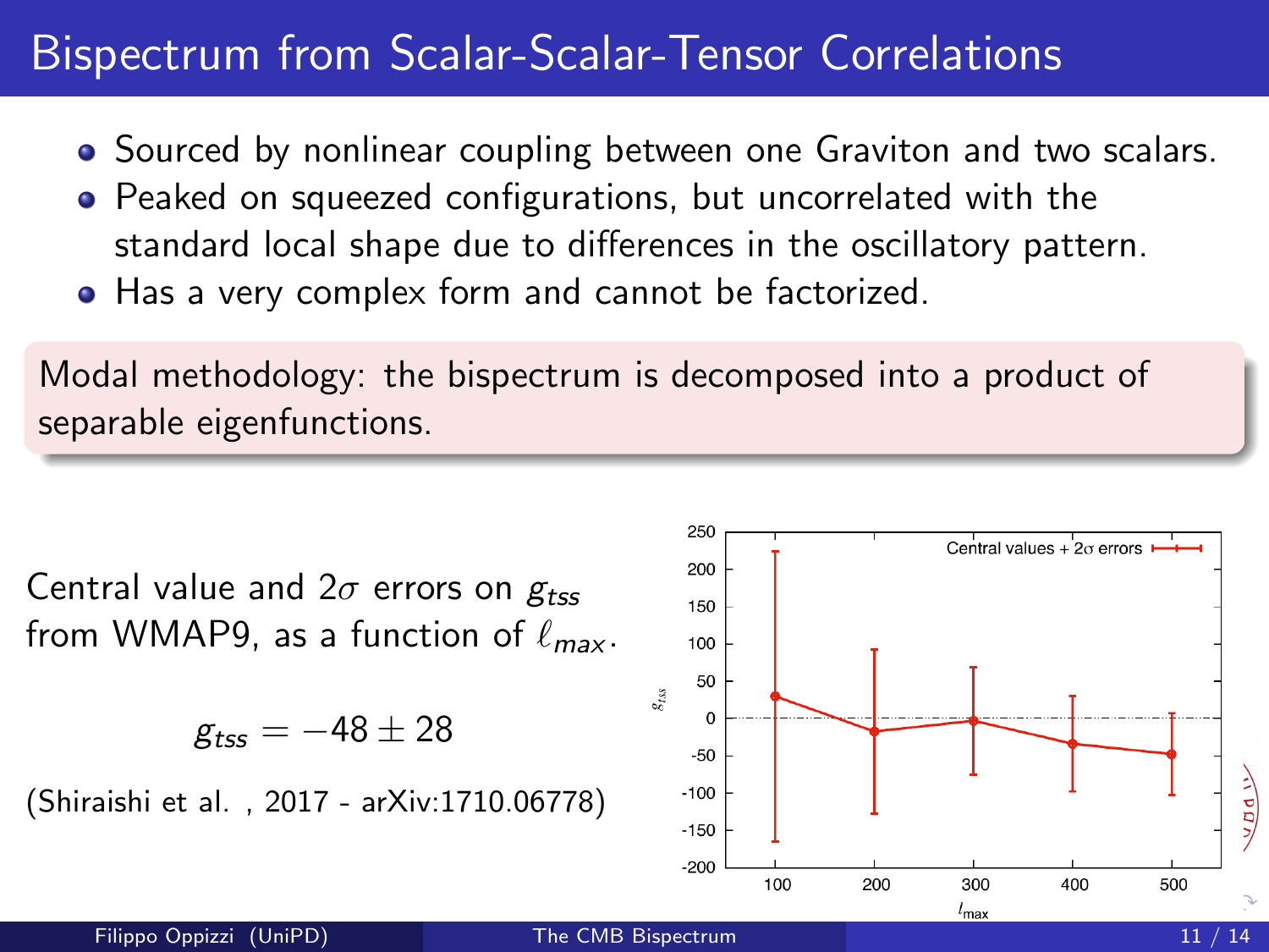# Bispectrum from Scalar-Scalar-Tensor Correlations

- Sourced by nonlinear coupling between one Graviton and two scalars.
- Peaked on squeezed configurations, but uncorrelated with the standard local shape due to differences in the oscillatory pattern.
- Has a very complex form and cannot be factorized.

Modal methodology: the bispectrum is decomposed into a product of separable eigenfunctions.

Central value and $2\sigma$ errors on $g_{tss}$ from WMAP9, as a function of $\ell_{max}$.

$$g_{tss} = -48 \pm 28$$

(Shiraishi et al. , 2017 - arXiv:1710.06778)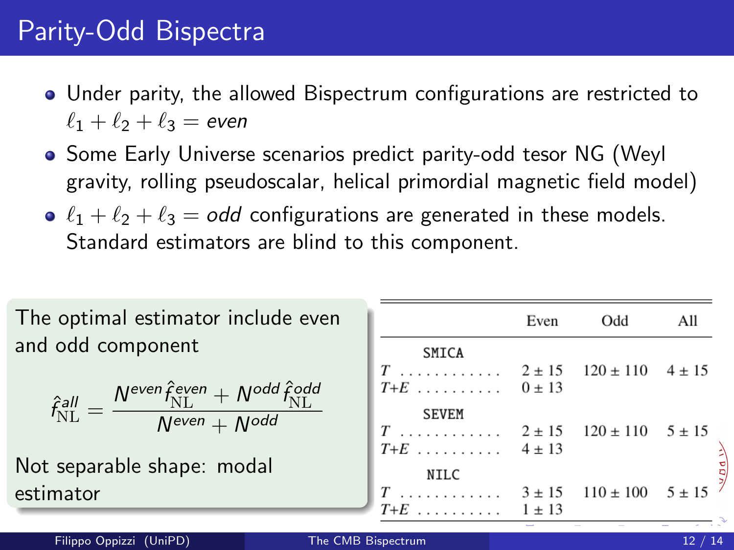# Parity-Odd Bispectra

- Under parity, the allowed Bispectrum configurations are restricted to $\ell_1 + \ell_2 + \ell_3 = even$
- Some Early Universe scenarios predict parity-odd tesor NG (Weyl gravity, rolling pseudoscalar, helical primordial magnetic field model)
- $\ell_1 + \ell_2 + \ell_3 = odd$ configurations are generated in these models. Standard estimators are blind to this component.

The optimal estimator include even and odd component

$$\hat{f}_{\mathrm{NL}}^{all} = \frac{N^{even} \hat{f}_{\mathrm{NL}}^{even} + N^{odd} \hat{f}_{\mathrm{NL}}^{odd}}{N^{even} + N^{odd}}$$

Not separable shape: modal estimator

| | Even | Odd | All |
|---|---|---|---|
| SMICA | | | |
| $T$ | $2 \pm 15$ | $120 \pm 110$ | $4 \pm 15$ |
| $T$+$E$ | $0 \pm 13$ | | |
| SEVEM | | | |
| $T$ | $2 \pm 15$ | $120 \pm 110$ | $5 \pm 15$ |
| $T$+$E$ | $4 \pm 13$ | | |
| NILC | | | |
| $T$ | $3 \pm 15$ | $110 \pm 100$ | $5 \pm 15$ |
| $T$+$E$ | $1 \pm 13$ | | |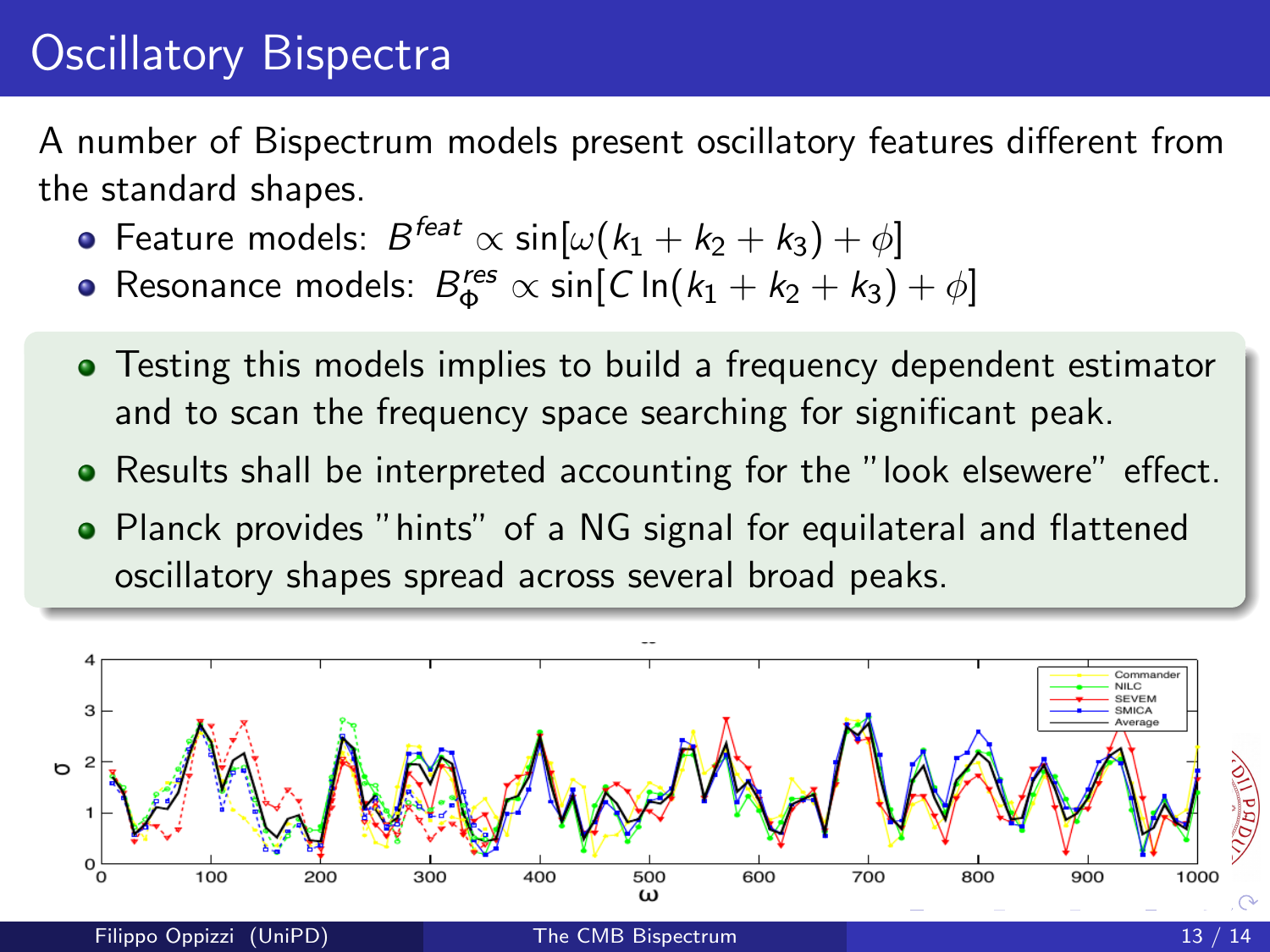# Oscillatory Bispectra

A number of Bispectrum models present oscillatory features different from the standard shapes.

- Feature models: $B^{feat} \propto \sin[\omega(k_1 + k_2 + k_3) + \phi]$
- Resonance models: $B^{res}_{\Phi} \propto \sin[C \ln(k_1 + k_2 + k_3) + \phi]$

- Testing this models implies to build a frequency dependent estimator and to scan the frequency space searching for significant peak.
- Results shall be interpreted accounting for the "look elsewere" effect.
- Planck provides "hints" of a NG signal for equilateral and flattened oscillatory shapes spread across several broad peaks.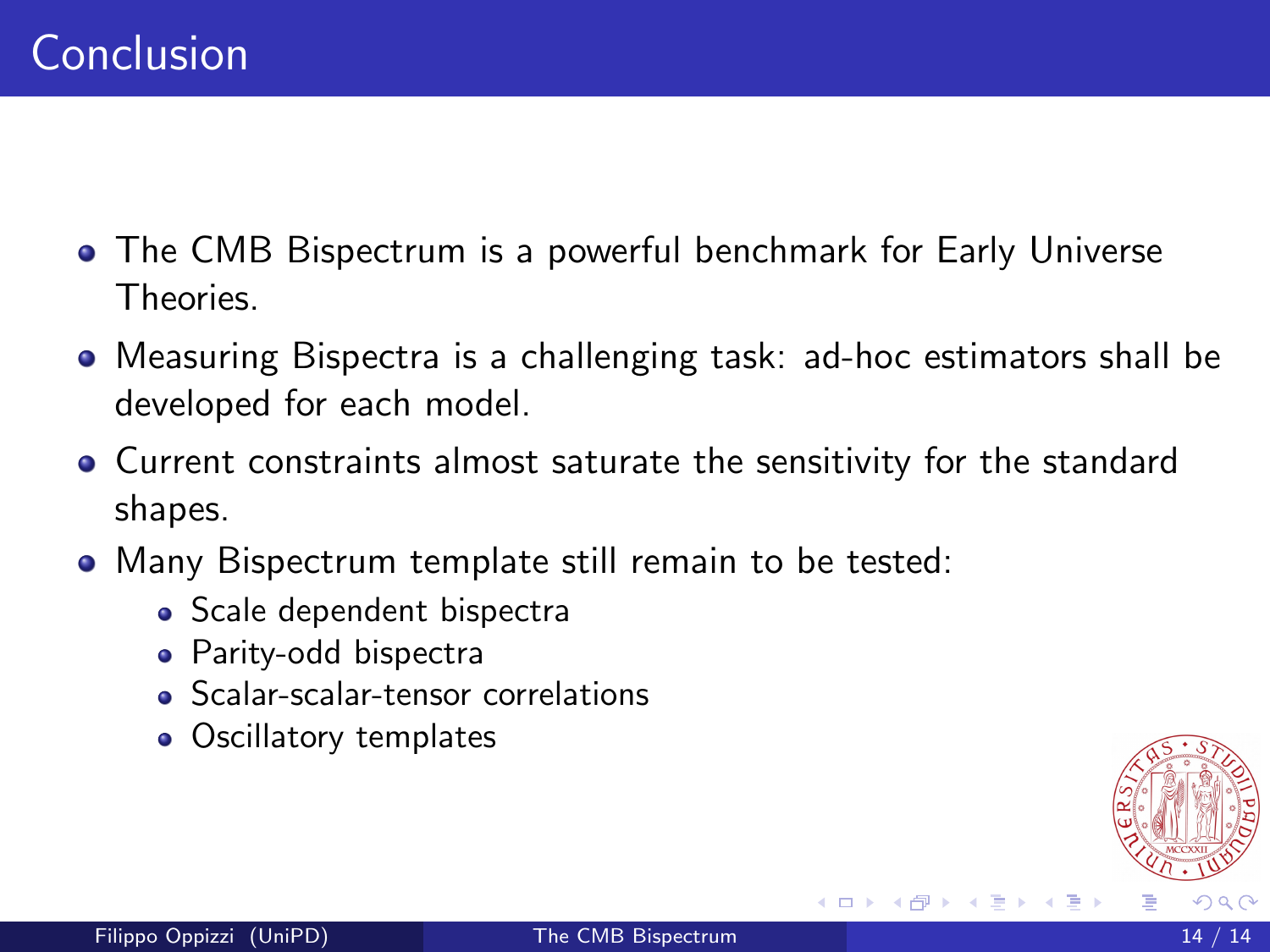# Conclusion

- The CMB Bispectrum is a powerful benchmark for Early Universe Theories.
- Measuring Bispectra is a challenging task: ad-hoc estimators shall be developed for each model.
- Current constraints almost saturate the sensitivity for the standard shapes.
- Many Bispectrum template still remain to be tested:
  - Scale dependent bispectra
  - Parity-odd bispectra
  - Scalar-scalar-tensor correlations
  - Oscillatory templates